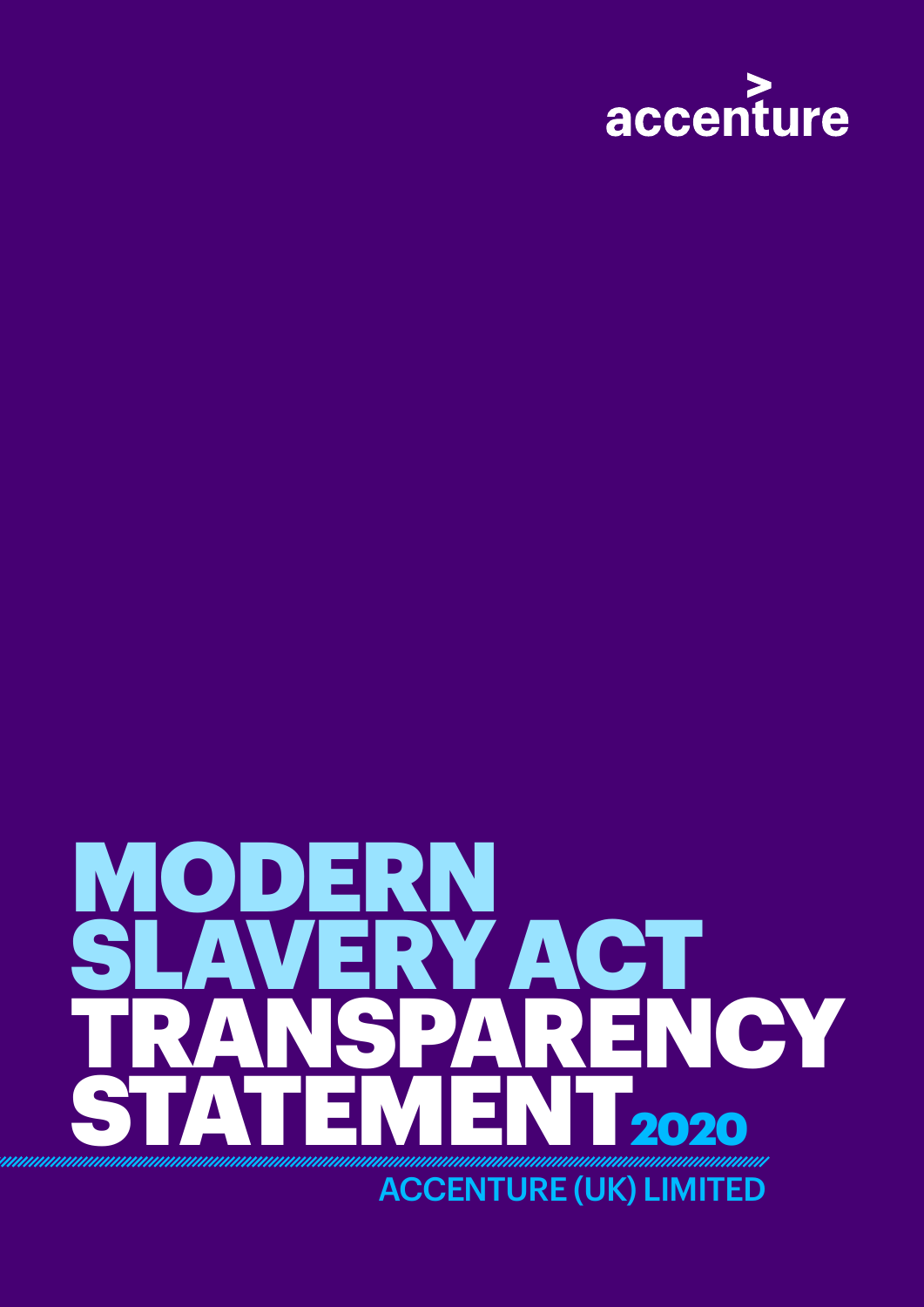accenture

# MODERN SLAVERY ACT TRANSPARENCY STATEMENT 2020

ACCENTURE (UK) LIMITED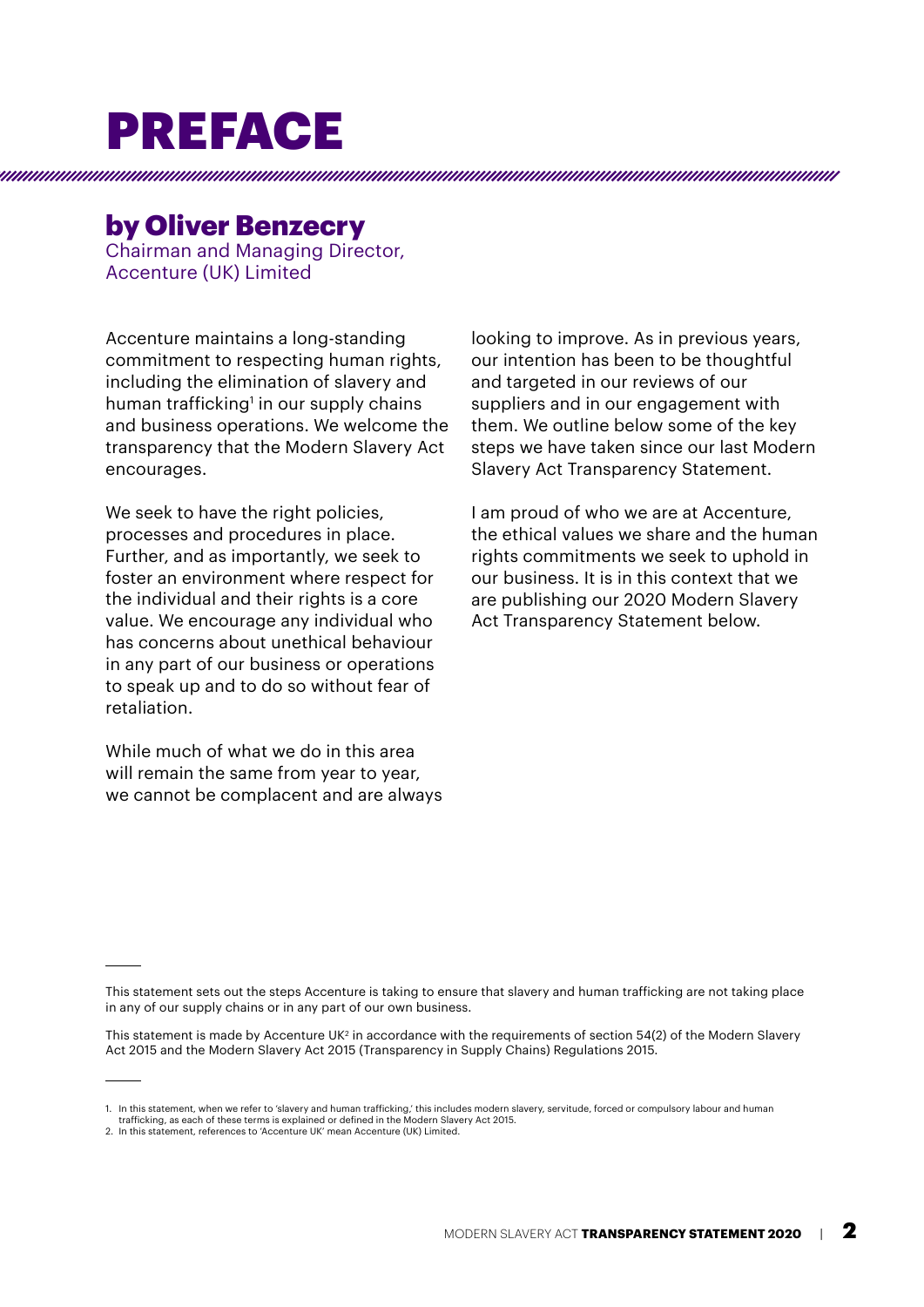# PREFACE

## by Oliver Benzecry

Chairman and Managing Director, Accenture (UK) Limited

Accenture maintains a long-standing commitment to respecting human rights, including the elimination of slavery and human trafficking[1] in our supply chains and business operations. We welcome the transparency that the Modern Slavery Act encourages.

We seek to have the right policies, processes and procedures in place. Further, and as importantly, we seek to foster an environment where respect for the individual and their rights is a core value. We encourage any individual who has concerns about unethical behaviour in any part of our business or operations to speak up and to do so without fear of retaliation.

While much of what we do in this area will remain the same from year to year, we cannot be complacent and are always looking to improve. As in previous years, our intention has been to be thoughtful and targeted in our reviews of our suppliers and in our engagement with them. We outline below some of the key steps we have taken since our last Modern Slavery Act Transparency Statement.

I am proud of who we are at Accenture, the ethical values we share and the human rights commitments we seek to uphold in our business. It is in this context that we are publishing our 2020 Modern Slavery Act Transparency Statement below.

---

This statement sets out the steps Accenture is taking to ensure that slavery and human trafficking are not taking place in any of our supply chains or in any part of our own business.

This statement is made by Accenture UK[2] in accordance with the requirements of section 54(2) of the Modern Slavery Act 2015 and the Modern Slavery Act 2015 (Transparency in Supply Chains) Regulations 2015.

---

1. In this statement, when we refer to 'slavery and human trafficking,' this includes modern slavery, servitude, forced or compulsory labour and human trafficking, as each of these terms is explained or defined in the Modern Slavery Act 2015.
2. In this statement, references to 'Accenture UK' mean Accenture (UK) Limited.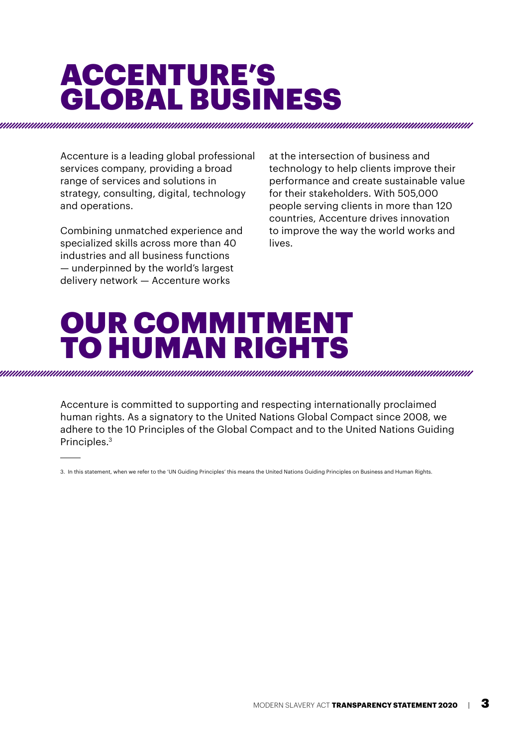# ACCENTURE'S GLOBAL BUSINESS

Accenture is a leading global professional services company, providing a broad range of services and solutions in strategy, consulting, digital, technology and operations.

Combining unmatched experience and specialized skills across more than 40 industries and all business functions — underpinned by the world's largest delivery network — Accenture works at the intersection of business and technology to help clients improve their performance and create sustainable value for their stakeholders. With 505,000 people serving clients in more than 120 countries, Accenture drives innovation to improve the way the world works and lives.

# OUR COMMITMENT TO HUMAN RIGHTS

Accenture is committed to supporting and respecting internationally proclaimed human rights. As a signatory to the United Nations Global Compact since 2008, we adhere to the 10 Principles of the Global Compact and to the United Nations Guiding Principles.[3]

---

3. In this statement, when we refer to the 'UN Guiding Principles' this means the United Nations Guiding Principles on Business and Human Rights.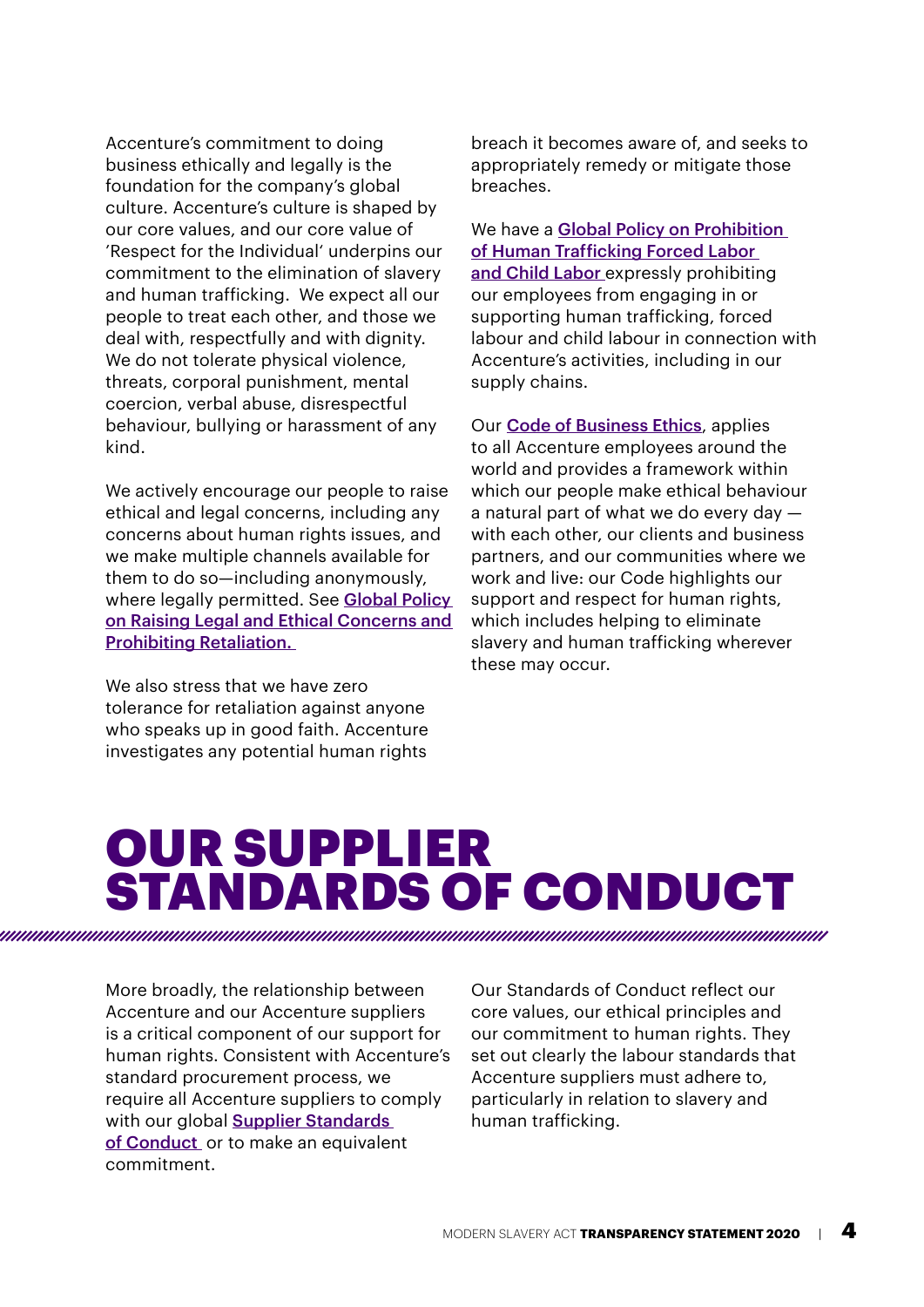Accenture's commitment to doing business ethically and legally is the foundation for the company's global culture. Accenture's culture is shaped by our core values, and our core value of 'Respect for the Individual' underpins our commitment to the elimination of slavery and human trafficking. We expect all our people to treat each other, and those we deal with, respectfully and with dignity. We do not tolerate physical violence, threats, corporal punishment, mental coercion, verbal abuse, disrespectful behaviour, bullying or harassment of any kind.

We actively encourage our people to raise ethical and legal concerns, including any concerns about human rights issues, and we make multiple channels available for them to do so—including anonymously, where legally permitted. See **Global Policy on Raising Legal and Ethical Concerns and Prohibiting Retaliation.**

We also stress that we have zero tolerance for retaliation against anyone who speaks up in good faith. Accenture investigates any potential human rights breach it becomes aware of, and seeks to appropriately remedy or mitigate those breaches.

We have a **Global Policy on Prohibition of Human Trafficking Forced Labor and Child Labor** expressly prohibiting our employees from engaging in or supporting human trafficking, forced labour and child labour in connection with Accenture's activities, including in our supply chains.

Our **Code of Business Ethics**, applies to all Accenture employees around the world and provides a framework within which our people make ethical behaviour a natural part of what we do every day — with each other, our clients and business partners, and our communities where we work and live: our Code highlights our support and respect for human rights, which includes helping to eliminate slavery and human trafficking wherever these may occur.

# OUR SUPPLIER STANDARDS OF CONDUCT

More broadly, the relationship between Accenture and our Accenture suppliers is a critical component of our support for human rights. Consistent with Accenture's standard procurement process, we require all Accenture suppliers to comply with our global **Supplier Standards of Conduct** or to make an equivalent commitment.

Our Standards of Conduct reflect our core values, our ethical principles and our commitment to human rights. They set out clearly the labour standards that Accenture suppliers must adhere to, particularly in relation to slavery and human trafficking.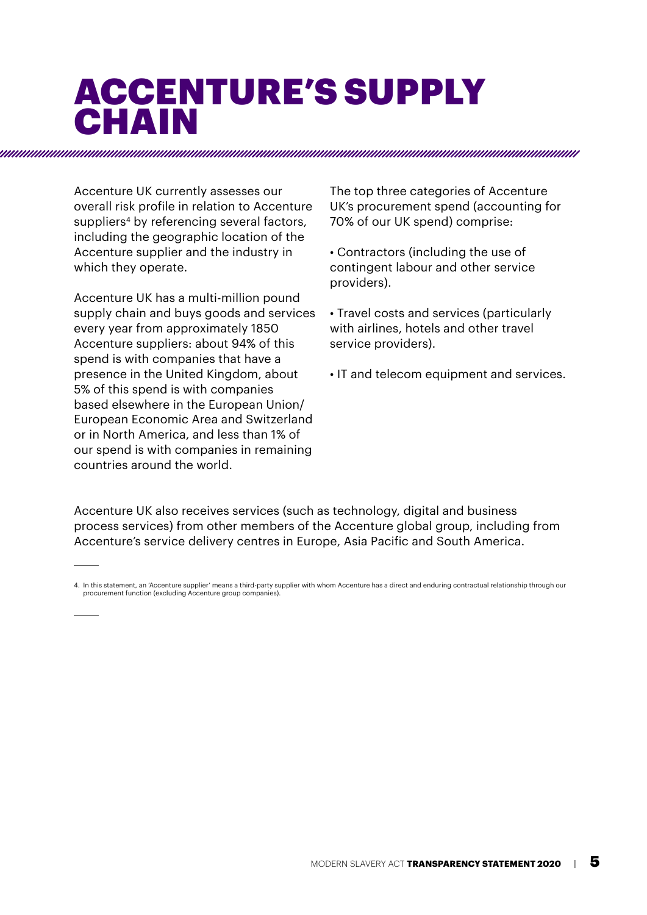# ACCENTURE'S SUPPLY CHAIN

Accenture UK currently assesses our overall risk profile in relation to Accenture suppliers[4] by referencing several factors, including the geographic location of the Accenture supplier and the industry in which they operate.

Accenture UK has a multi-million pound supply chain and buys goods and services every year from approximately 1850 Accenture suppliers: about 94% of this spend is with companies that have a presence in the United Kingdom, about 5% of this spend is with companies based elsewhere in the European Union/ European Economic Area and Switzerland or in North America, and less than 1% of our spend is with companies in remaining countries around the world.

The top three categories of Accenture UK's procurement spend (accounting for 70% of our UK spend) comprise:

- Contractors (including the use of contingent labour and other service providers).
- Travel costs and services (particularly with airlines, hotels and other travel service providers).
- IT and telecom equipment and services.

Accenture UK also receives services (such as technology, digital and business process services) from other members of the Accenture global group, including from Accenture's service delivery centres in Europe, Asia Pacific and South America.

---

4. In this statement, an 'Accenture supplier' means a third-party supplier with whom Accenture has a direct and enduring contractual relationship through our procurement function (excluding Accenture group companies).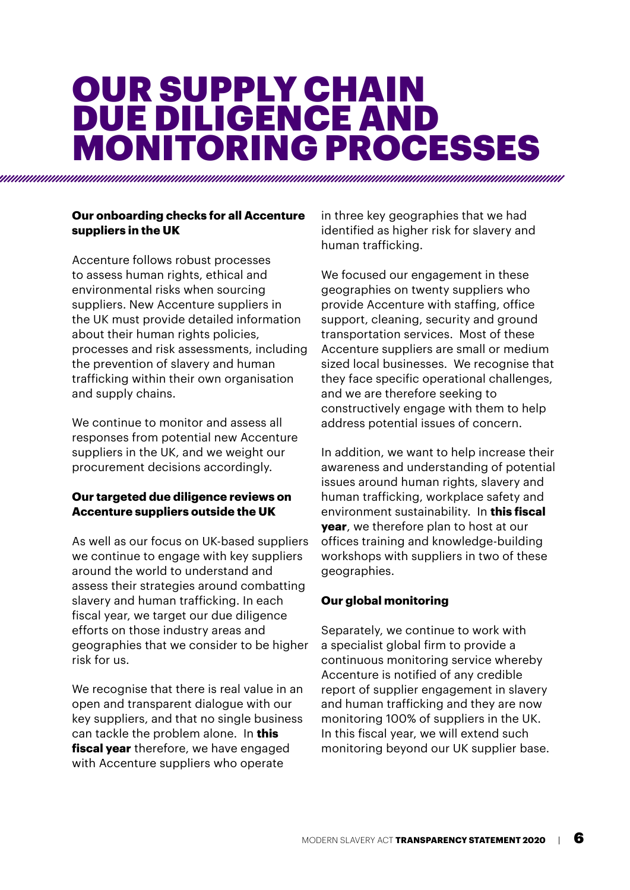# OUR SUPPLY CHAIN DUE DILIGENCE AND MONITORING PROCESSES

**Our onboarding checks for all Accenture suppliers in the UK**

Accenture follows robust processes to assess human rights, ethical and environmental risks when sourcing suppliers. New Accenture suppliers in the UK must provide detailed information about their human rights policies, processes and risk assessments, including the prevention of slavery and human trafficking within their own organisation and supply chains.

We continue to monitor and assess all responses from potential new Accenture suppliers in the UK, and we weight our procurement decisions accordingly.

**Our targeted due diligence reviews on Accenture suppliers outside the UK**

As well as our focus on UK-based suppliers we continue to engage with key suppliers around the world to understand and assess their strategies around combatting slavery and human trafficking. In each fiscal year, we target our due diligence efforts on those industry areas and geographies that we consider to be higher risk for us.

We recognise that there is real value in an open and transparent dialogue with our key suppliers, and that no single business can tackle the problem alone. In **this fiscal year** therefore, we have engaged with Accenture suppliers who operate in three key geographies that we had identified as higher risk for slavery and human trafficking.

We focused our engagement in these geographies on twenty suppliers who provide Accenture with staffing, office support, cleaning, security and ground transportation services. Most of these Accenture suppliers are small or medium sized local businesses. We recognise that they face specific operational challenges, and we are therefore seeking to constructively engage with them to help address potential issues of concern.

In addition, we want to help increase their awareness and understanding of potential issues around human rights, slavery and human trafficking, workplace safety and environment sustainability. In **this fiscal year**, we therefore plan to host at our offices training and knowledge-building workshops with suppliers in two of these geographies.

**Our global monitoring**

Separately, we continue to work with a specialist global firm to provide a continuous monitoring service whereby Accenture is notified of any credible report of supplier engagement in slavery and human trafficking and they are now monitoring 100% of suppliers in the UK. In this fiscal year, we will extend such monitoring beyond our UK supplier base.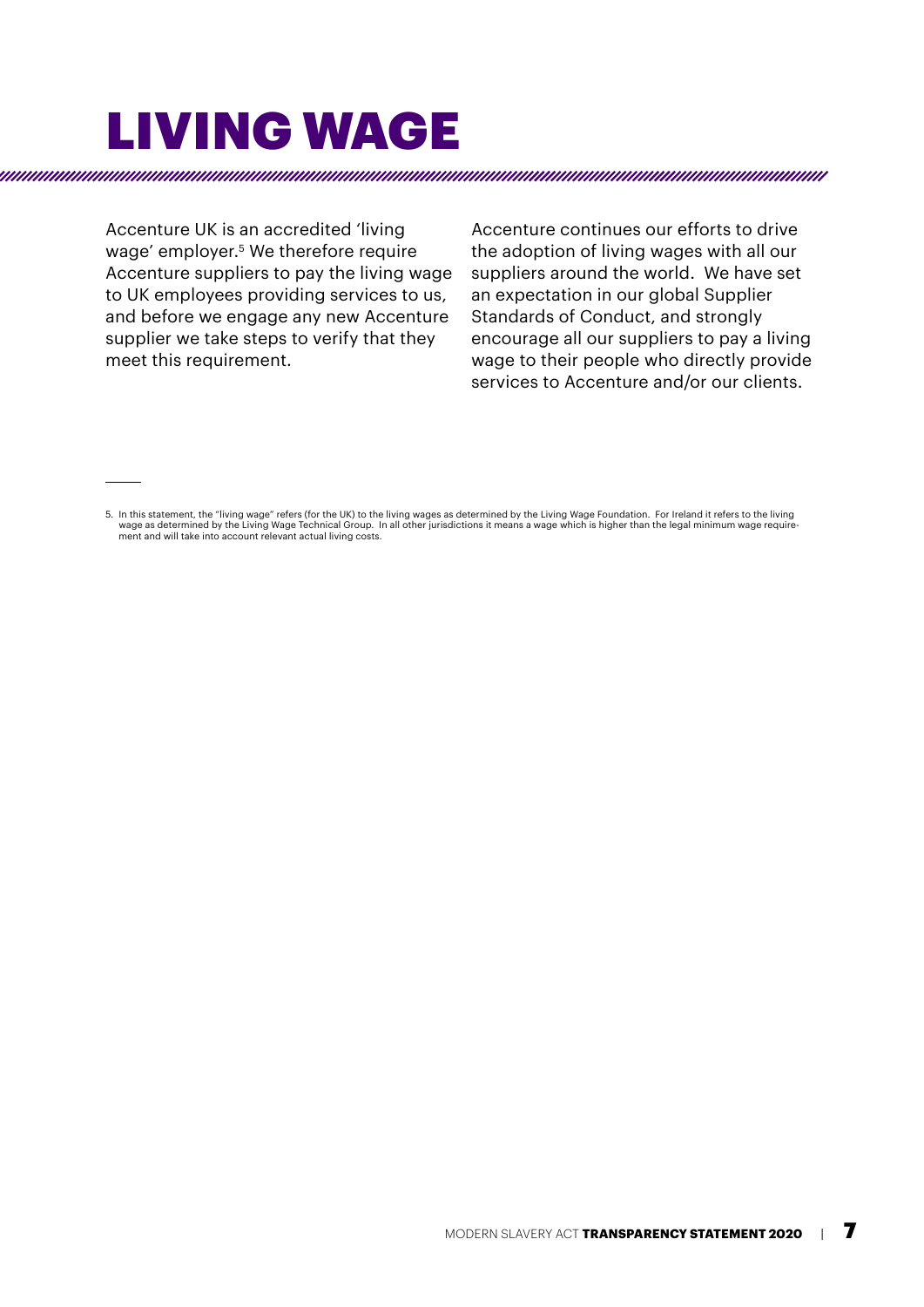# LIVING WAGE

Accenture UK is an accredited 'living wage' employer.[5] We therefore require Accenture suppliers to pay the living wage to UK employees providing services to us, and before we engage any new Accenture supplier we take steps to verify that they meet this requirement.

Accenture continues our efforts to drive the adoption of living wages with all our suppliers around the world. We have set an expectation in our global Supplier Standards of Conduct, and strongly encourage all our suppliers to pay a living wage to their people who directly provide services to Accenture and/or our clients.

---

5. In this statement, the "living wage" refers (for the UK) to the living wages as determined by the Living Wage Foundation. For Ireland it refers to the living wage as determined by the Living Wage Technical Group. In all other jurisdictions it means a wage which is higher than the legal minimum wage requirement and will take into account relevant actual living costs.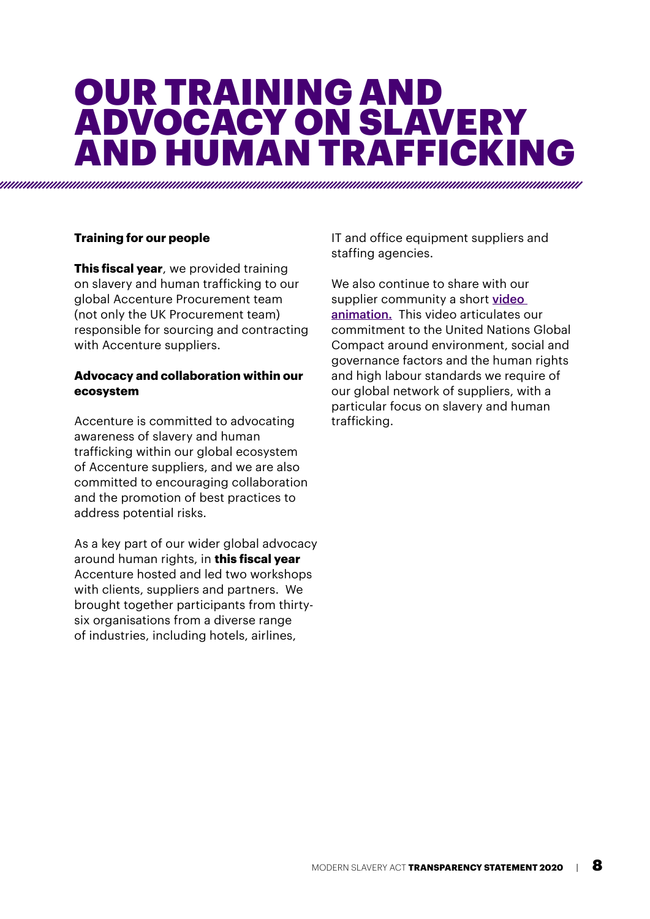# OUR TRAINING AND ADVOCACY ON SLAVERY AND HUMAN TRAFFICKING

**Training for our people**

**This fiscal year**, we provided training on slavery and human trafficking to our global Accenture Procurement team (not only the UK Procurement team) responsible for sourcing and contracting with Accenture suppliers.

**Advocacy and collaboration within our ecosystem**

Accenture is committed to advocating awareness of slavery and human trafficking within our global ecosystem of Accenture suppliers, and we are also committed to encouraging collaboration and the promotion of best practices to address potential risks.

As a key part of our wider global advocacy around human rights, in **this fiscal year** Accenture hosted and led two workshops with clients, suppliers and partners. We brought together participants from thirty-six organisations from a diverse range of industries, including hotels, airlines, IT and office equipment suppliers and staffing agencies.

We also continue to share with our supplier community a short **video animation.** This video articulates our commitment to the United Nations Global Compact around environment, social and governance factors and the human rights and high labour standards we require of our global network of suppliers, with a particular focus on slavery and human trafficking.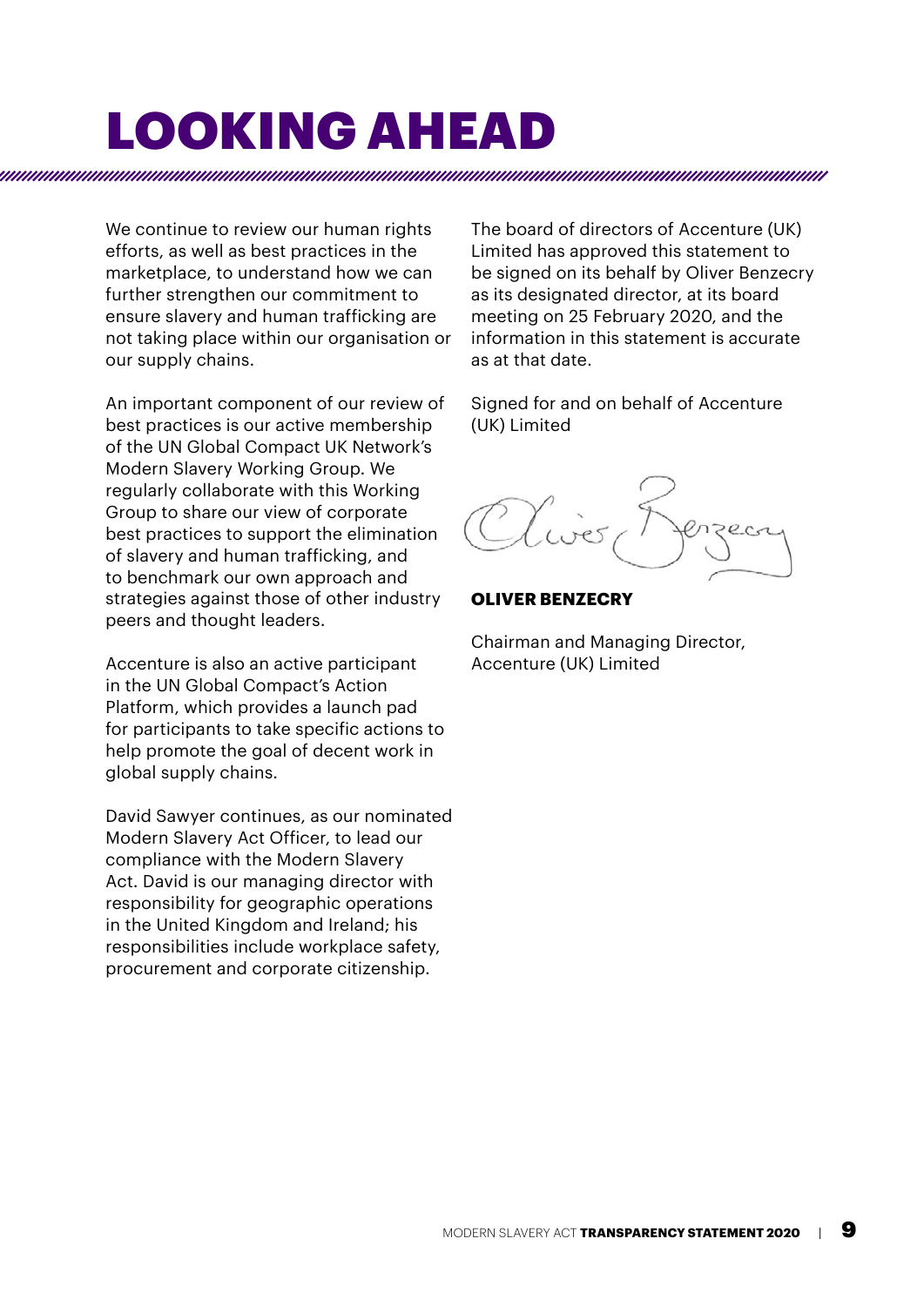# LOOKING AHEAD

We continue to review our human rights efforts, as well as best practices in the marketplace, to understand how we can further strengthen our commitment to ensure slavery and human trafficking are not taking place within our organisation or our supply chains.

An important component of our review of best practices is our active membership of the UN Global Compact UK Network's Modern Slavery Working Group. We regularly collaborate with this Working Group to share our view of corporate best practices to support the elimination of slavery and human trafficking, and to benchmark our own approach and strategies against those of other industry peers and thought leaders.

Accenture is also an active participant in the UN Global Compact's Action Platform, which provides a launch pad for participants to take specific actions to help promote the goal of decent work in global supply chains.

David Sawyer continues, as our nominated Modern Slavery Act Officer, to lead our compliance with the Modern Slavery Act. David is our managing director with responsibility for geographic operations in the United Kingdom and Ireland; his responsibilities include workplace safety, procurement and corporate citizenship.

The board of directors of Accenture (UK) Limited has approved this statement to be signed on its behalf by Oliver Benzecry as its designated director, at its board meeting on 25 February 2020, and the information in this statement is accurate as at that date.

Signed for and on behalf of Accenture (UK) Limited

**OLIVER BENZECRY**

Chairman and Managing Director, Accenture (UK) Limited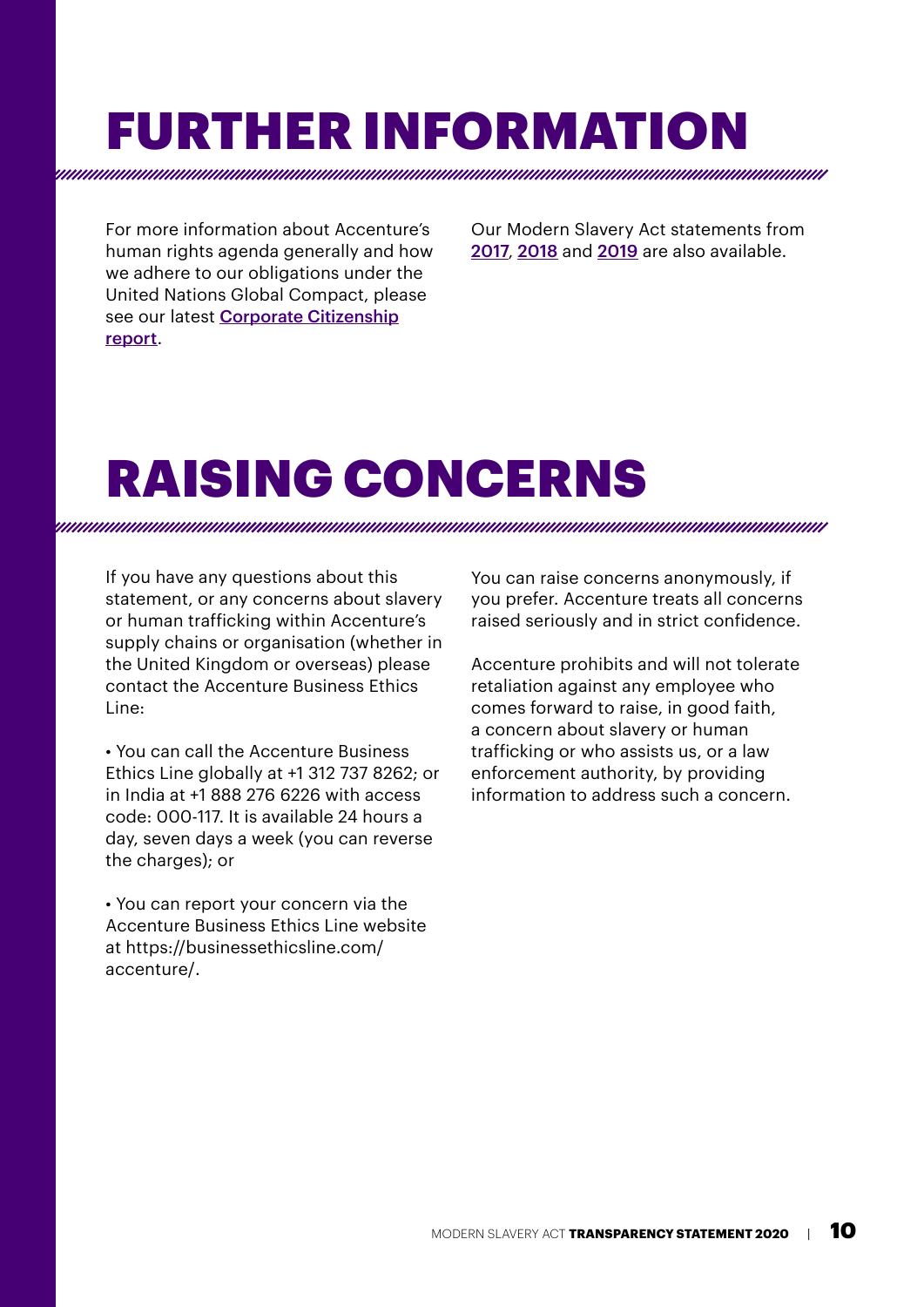# FURTHER INFORMATION

For more information about Accenture's human rights agenda generally and how we adhere to our obligations under the United Nations Global Compact, please see our latest **Corporate Citizenship report**.

Our Modern Slavery Act statements from 2017, 2018 and 2019 are also available.

# RAISING CONCERNS

If you have any questions about this statement, or any concerns about slavery or human trafficking within Accenture's supply chains or organisation (whether in the United Kingdom or overseas) please contact the Accenture Business Ethics Line:

- You can call the Accenture Business Ethics Line globally at +1 312 737 8262; or in India at +1 888 276 6226 with access code: 000-117. It is available 24 hours a day, seven days a week (you can reverse the charges); or

- You can report your concern via the Accenture Business Ethics Line website at https://businessethicsline.com/accenture/.

You can raise concerns anonymously, if you prefer. Accenture treats all concerns raised seriously and in strict confidence.

Accenture prohibits and will not tolerate retaliation against any employee who comes forward to raise, in good faith, a concern about slavery or human trafficking or who assists us, or a law enforcement authority, by providing information to address such a concern.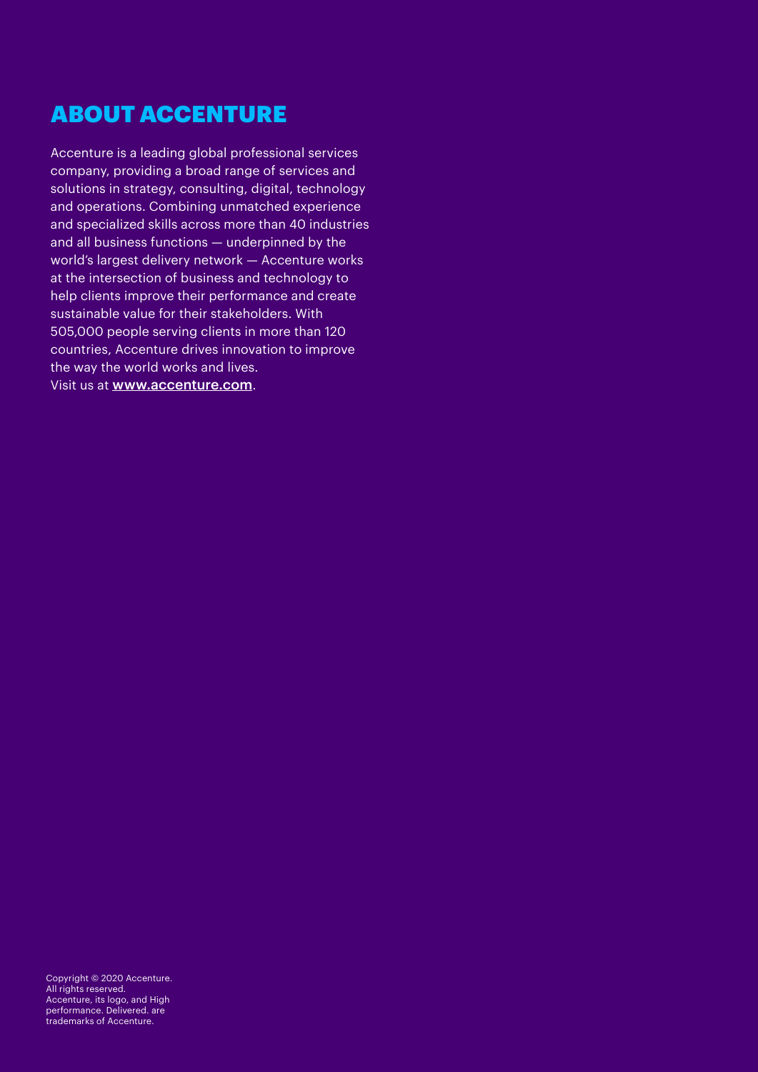# ABOUT ACCENTURE

Accenture is a leading global professional services company, providing a broad range of services and solutions in strategy, consulting, digital, technology and operations. Combining unmatched experience and specialized skills across more than 40 industries and all business functions — underpinned by the world's largest delivery network — Accenture works at the intersection of business and technology to help clients improve their performance and create sustainable value for their stakeholders. With 505,000 people serving clients in more than 120 countries, Accenture drives innovation to improve the way the world works and lives.
Visit us at **www.accenture.com**.

Copyright © 2020 Accenture.
All rights reserved.
Accenture, its logo, and High performance. Delivered. are trademarks of Accenture.